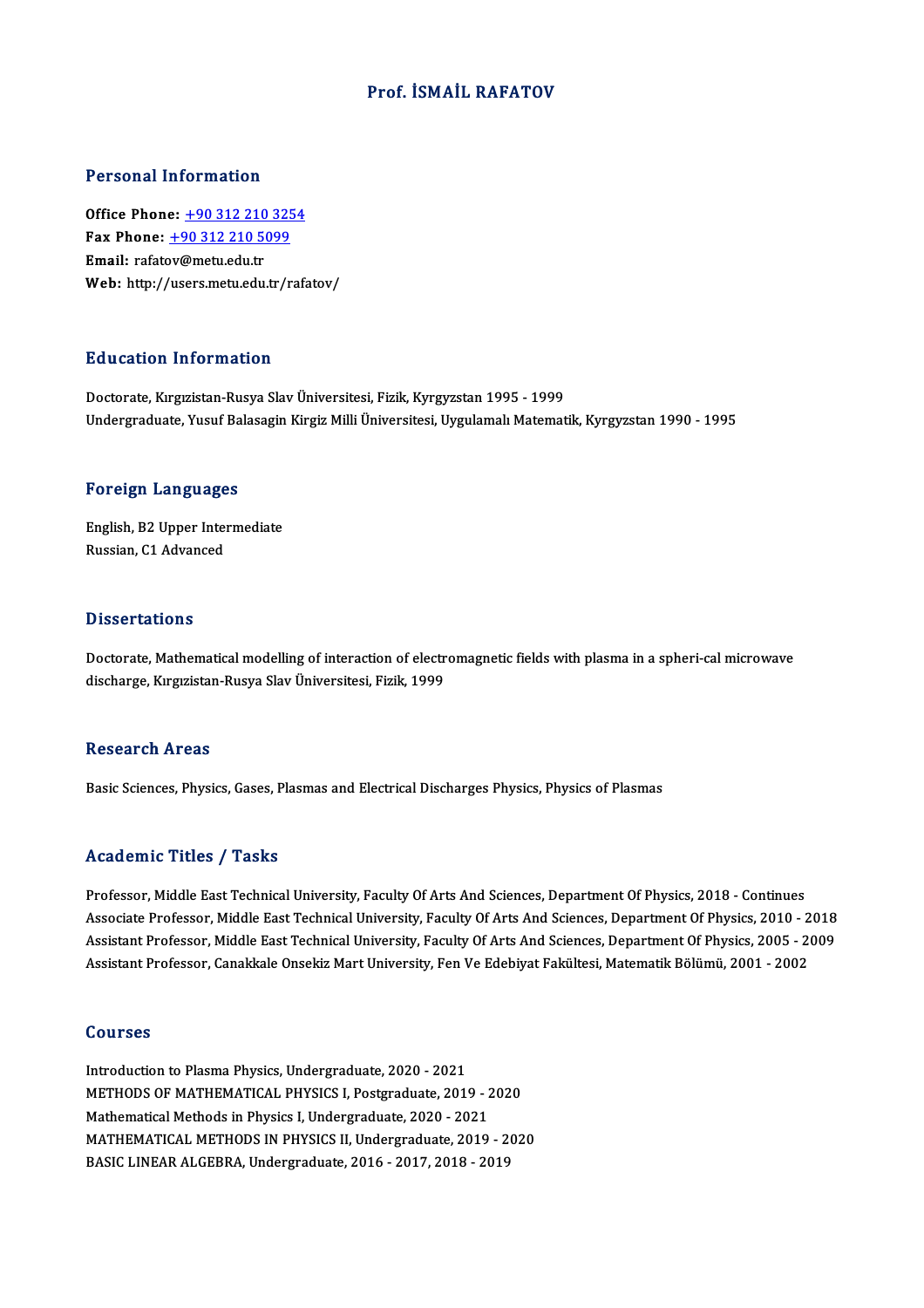# Prof. İSMAİL RAFATOV

## Personal Information

**Office Phone:** +90 312 210 3254
**Fax Phone:** +90 312 210 5099
**Email:** rafatov@metu.edu.tr
**Web:** http://users.metu.edu.tr/rafatov/

## Education Information

Doctorate, Kırgızistan-Rusya Slav Üniversitesi, Fizik, Kyrgyzstan 1995 - 1999
Undergraduate, Yusuf Balasagin Kirgiz Milli Üniversitesi, Uygulamalı Matematik, Kyrgyzstan 1990 - 1995

## Foreign Languages

English, B2 Upper Intermediate
Russian, C1 Advanced

## Dissertations

Doctorate, Mathematical modelling of interaction of electromagnetic fields with plasma in a spheri-cal microwave discharge, Kırgızistan-Rusya Slav Üniversitesi, Fizik, 1999

## Research Areas

Basic Sciences, Physics, Gases, Plasmas and Electrical Discharges Physics, Physics of Plasmas

## Academic Titles / Tasks

Professor, Middle East Technical University, Faculty Of Arts And Sciences, Department Of Physics, 2018 - Continues
Associate Professor, Middle East Technical University, Faculty Of Arts And Sciences, Department Of Physics, 2010 - 2018
Assistant Professor, Middle East Technical University, Faculty Of Arts And Sciences, Department Of Physics, 2005 - 2009
Assistant Professor, Canakkale Onsekiz Mart University, Fen Ve Edebiyat Fakültesi, Matematik Bölümü, 2001 - 2002

## Courses

Introduction to Plasma Physics, Undergraduate, 2020 - 2021
METHODS OF MATHEMATICAL PHYSICS I, Postgraduate, 2019 - 2020
Mathematical Methods in Physics I, Undergraduate, 2020 - 2021
MATHEMATICAL METHODS IN PHYSICS II, Undergraduate, 2019 - 2020
BASIC LINEAR ALGEBRA, Undergraduate, 2016 - 2017, 2018 - 2019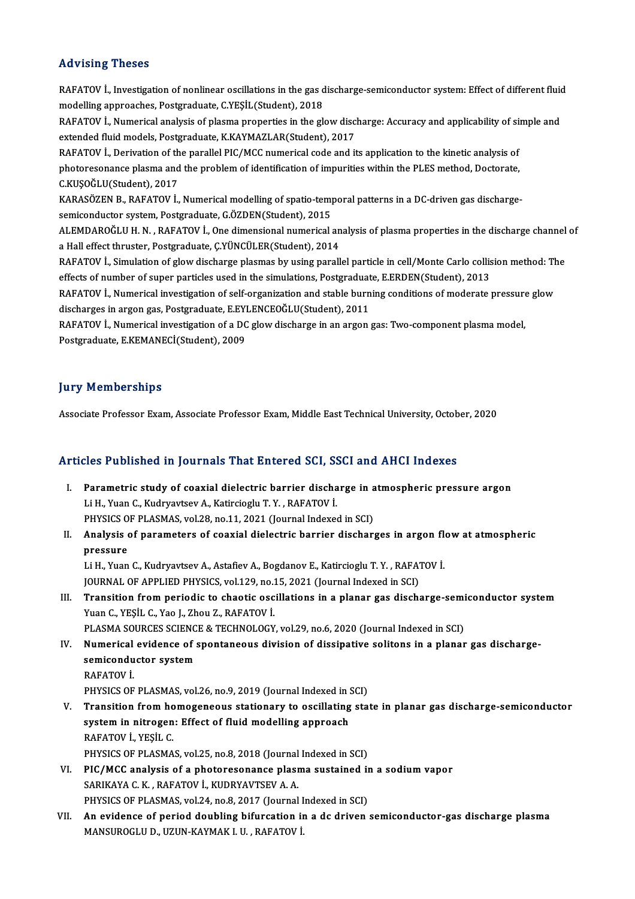## Advising Theses

RAFATOV İ., Investigation of nonlinear oscillations in the gas discharge-semiconductor system: Effect of different fluid modelling approaches, Postgraduate, C.YEŞİL(Student), 2018

RAFATOV İ., Numerical analysis of plasma properties in the glow discharge: Accuracy and applicability of simple and extended fluid models, Postgraduate, K.KAYMAZLAR(Student), 2017

RAFATOV İ., Derivation of the parallel PIC/MCC numerical code and its application to the kinetic analysis of photoresonance plasma and the problem of identification of impurities within the PLES method, Doctorate, C.KUŞOĞLU(Student), 2017

KARASÖZEN B., RAFATOV İ., Numerical modelling of spatio-temporal patterns in a DC-driven gas discharge-semiconductor system, Postgraduate, G.ÖZDEN(Student), 2015

ALEMDAROĞLU H. N. , RAFATOV İ., One dimensional numerical analysis of plasma properties in the discharge channel of a Hall effect thruster, Postgraduate, Ç.YÜNCÜLER(Student), 2014

RAFATOV İ., Simulation of glow discharge plasmas by using parallel particle in cell/Monte Carlo collision method: The effects of number of super particles used in the simulations, Postgraduate, E.ERDEN(Student), 2013

RAFATOV İ., Numerical investigation of self-organization and stable burning conditions of moderate pressure glow discharges in argon gas, Postgraduate, E.EYLENCEOĞLU(Student), 2011

RAFATOV İ., Numerical investigation of a DC glow discharge in an argon gas: Two-component plasma model, Postgraduate, E.KEMANECİ(Student), 2009

## Jury Memberships

Associate Professor Exam, Associate Professor Exam, Middle East Technical University, October, 2020

## Articles Published in Journals That Entered SCI, SSCI and AHCI Indexes

I. **Parametric study of coaxial dielectric barrier discharge in atmospheric pressure argon**
   Li H., Yuan C., Kudryavtsev A., Katircioglu T. Y. , RAFATOV İ.
   PHYSICS OF PLASMAS, vol.28, no.11, 2021 (Journal Indexed in SCI)

II. **Analysis of parameters of coaxial dielectric barrier discharges in argon flow at atmospheric pressure**
   Li H., Yuan C., Kudryavtsev A., Astafiev A., Bogdanov E., Katircioglu T. Y. , RAFATOV İ.
   JOURNAL OF APPLIED PHYSICS, vol.129, no.15, 2021 (Journal Indexed in SCI)

III. **Transition from periodic to chaotic oscillations in a planar gas discharge-semiconductor system**
   Yuan C., YEŞİL C., Yao J., Zhou Z., RAFATOV İ.
   PLASMA SOURCES SCIENCE & TECHNOLOGY, vol.29, no.6, 2020 (Journal Indexed in SCI)

IV. **Numerical evidence of spontaneous division of dissipative solitons in a planar gas discharge-semiconductor system**
   RAFATOV İ.
   PHYSICS OF PLASMAS, vol.26, no.9, 2019 (Journal Indexed in SCI)

V. **Transition from homogeneous stationary to oscillating state in planar gas discharge-semiconductor system in nitrogen: Effect of fluid modelling approach**
   RAFATOV İ., YEŞİL C.
   PHYSICS OF PLASMAS, vol.25, no.8, 2018 (Journal Indexed in SCI)

VI. **PIC/MCC analysis of a photoresonance plasma sustained in a sodium vapor**
   SARIKAYA C. K. , RAFATOV İ., KUDRYAVTSEV A. A.
   PHYSICS OF PLASMAS, vol.24, no.8, 2017 (Journal Indexed in SCI)

VII. **An evidence of period doubling bifurcation in a dc driven semiconductor-gas discharge plasma**
   MANSUROGLU D., UZUN-KAYMAK I. U. , RAFATOV İ.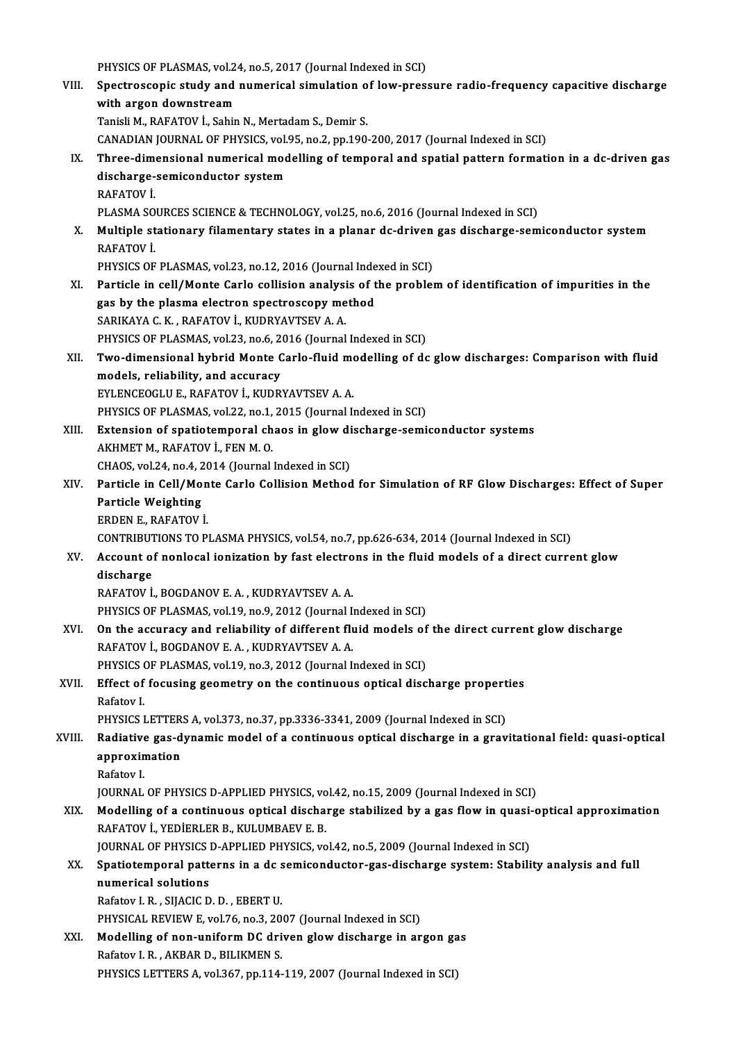PHYSICS OF PLASMAS, vol.24, no.5, 2017 (Journal Indexed in SCI)

VIII. **Spectroscopic study and numerical simulation of low-pressure radio-frequency capacitive discharge with argon downstream**
Tanisli M., RAFATOV İ., Sahin N., Mertadam S., Demir S.
CANADIAN JOURNAL OF PHYSICS, vol.95, no.2, pp.190-200, 2017 (Journal Indexed in SCI)

IX. **Three-dimensional numerical modelling of temporal and spatial pattern formation in a dc-driven gas discharge-semiconductor system**
RAFATOV İ.
PLASMA SOURCES SCIENCE & TECHNOLOGY, vol.25, no.6, 2016 (Journal Indexed in SCI)

X. **Multiple stationary filamentary states in a planar dc-driven gas discharge-semiconductor system**
RAFATOV İ.
PHYSICS OF PLASMAS, vol.23, no.12, 2016 (Journal Indexed in SCI)

XI. **Particle in cell/Monte Carlo collision analysis of the problem of identification of impurities in the gas by the plasma electron spectroscopy method**
SARIKAYA C. K. , RAFATOV İ., KUDRYAVTSEV A. A.
PHYSICS OF PLASMAS, vol.23, no.6, 2016 (Journal Indexed in SCI)

XII. **Two-dimensional hybrid Monte Carlo-fluid modelling of dc glow discharges: Comparison with fluid models, reliability, and accuracy**
EYLENCEOGLU E., RAFATOV İ., KUDRYAVTSEV A. A.
PHYSICS OF PLASMAS, vol.22, no.1, 2015 (Journal Indexed in SCI)

XIII. **Extension of spatiotemporal chaos in glow discharge-semiconductor systems**
AKHMET M., RAFATOV İ., FEN M. O.
CHAOS, vol.24, no.4, 2014 (Journal Indexed in SCI)

XIV. **Particle in Cell/Monte Carlo Collision Method for Simulation of RF Glow Discharges: Effect of Super Particle Weighting**
ERDEN E., RAFATOV İ.
CONTRIBUTIONS TO PLASMA PHYSICS, vol.54, no.7, pp.626-634, 2014 (Journal Indexed in SCI)

XV. **Account of nonlocal ionization by fast electrons in the fluid models of a direct current glow discharge**
RAFATOV İ., BOGDANOV E. A. , KUDRYAVTSEV A. A.
PHYSICS OF PLASMAS, vol.19, no.9, 2012 (Journal Indexed in SCI)

XVI. **On the accuracy and reliability of different fluid models of the direct current glow discharge**
RAFATOV İ., BOGDANOV E. A. , KUDRYAVTSEV A. A.
PHYSICS OF PLASMAS, vol.19, no.3, 2012 (Journal Indexed in SCI)

XVII. **Effect of focusing geometry on the continuous optical discharge properties**
Rafatov I.
PHYSICS LETTERS A, vol.373, no.37, pp.3336-3341, 2009 (Journal Indexed in SCI)

XVIII. **Radiative gas-dynamic model of a continuous optical discharge in a gravitational field: quasi-optical approximation**
Rafatov I.
JOURNAL OF PHYSICS D-APPLIED PHYSICS, vol.42, no.15, 2009 (Journal Indexed in SCI)

XIX. **Modelling of a continuous optical discharge stabilized by a gas flow in quasi-optical approximation**
RAFATOV İ., YEDİERLER B., KULUMBAEV E. B.
JOURNAL OF PHYSICS D-APPLIED PHYSICS, vol.42, no.5, 2009 (Journal Indexed in SCI)

XX. **Spatiotemporal patterns in a dc semiconductor-gas-discharge system: Stability analysis and full numerical solutions**
Rafatov I. R. , SIJACIC D. D. , EBERT U.
PHYSICAL REVIEW E, vol.76, no.3, 2007 (Journal Indexed in SCI)

XXI. **Modelling of non-uniform DC driven glow discharge in argon gas**
Rafatov I. R. , AKBAR D., BILIKMEN S.
PHYSICS LETTERS A, vol.367, pp.114-119, 2007 (Journal Indexed in SCI)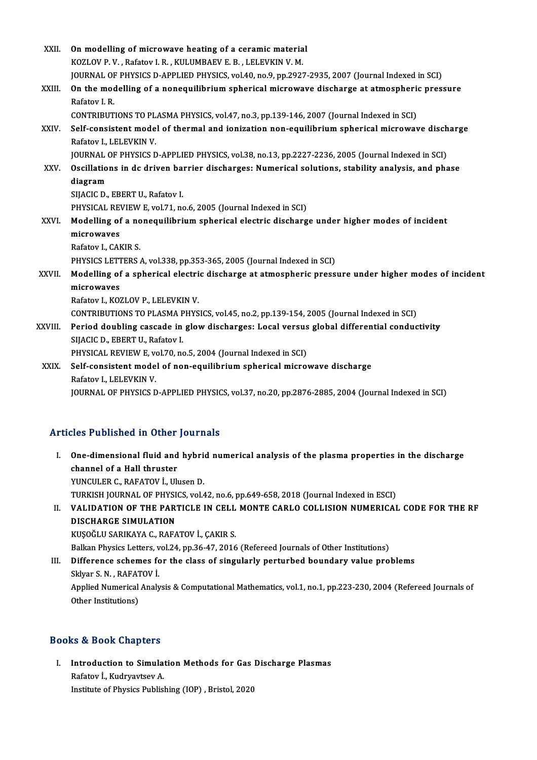XXII. **On modelling of microwave heating of a ceramic material**
KOZLOV P. V. , Rafatov I. R. , KULUMBAEV E. B. , LELEVKIN V. M.
JOURNAL OF PHYSICS D-APPLIED PHYSICS, vol.40, no.9, pp.2927-2935, 2007 (Journal Indexed in SCI)

XXIII. **On the modelling of a nonequilibrium spherical microwave discharge at atmospheric pressure**
Rafatov I. R.
CONTRIBUTIONS TO PLASMA PHYSICS, vol.47, no.3, pp.139-146, 2007 (Journal Indexed in SCI)

XXIV. **Self-consistent model of thermal and ionization non-equilibrium spherical microwave discharge**
Rafatov I., LELEVKIN V.
JOURNAL OF PHYSICS D-APPLIED PHYSICS, vol.38, no.13, pp.2227-2236, 2005 (Journal Indexed in SCI)

XXV. **Oscillations in dc driven barrier discharges: Numerical solutions, stability analysis, and phase diagram**
SIJACIC D., EBERT U., Rafatov I.
PHYSICAL REVIEW E, vol.71, no.6, 2005 (Journal Indexed in SCI)

XXVI. **Modelling of a nonequilibrium spherical electric discharge under higher modes of incident microwaves**
Rafatov I., CAKIR S.
PHYSICS LETTERS A, vol.338, pp.353-365, 2005 (Journal Indexed in SCI)

XXVII. **Modelling of a spherical electric discharge at atmospheric pressure under higher modes of incident microwaves**
Rafatov I., KOZLOV P., LELEVKIN V.
CONTRIBUTIONS TO PLASMA PHYSICS, vol.45, no.2, pp.139-154, 2005 (Journal Indexed in SCI)

XXVIII. **Period doubling cascade in glow discharges: Local versus global differential conductivity**
SIJACIC D., EBERT U., Rafatov I.
PHYSICAL REVIEW E, vol.70, no.5, 2004 (Journal Indexed in SCI)

XXIX. **Self-consistent model of non-equilibrium spherical microwave discharge**
Rafatov I., LELEVKIN V.
JOURNAL OF PHYSICS D-APPLIED PHYSICS, vol.37, no.20, pp.2876-2885, 2004 (Journal Indexed in SCI)

## Articles Published in Other Journals

I. **One-dimensional fluid and hybrid numerical analysis of the plasma properties in the discharge channel of a Hall thruster**
YUNCULER C., RAFATOV İ., Ulusen D.
TURKISH JOURNAL OF PHYSICS, vol.42, no.6, pp.649-658, 2018 (Journal Indexed in ESCI)

II. **VALIDATION OF THE PARTICLE IN CELL MONTE CARLO COLLISION NUMERICAL CODE FOR THE RF DISCHARGE SIMULATION**
KUŞOĞLU SARIKAYA C., RAFATOV İ., ÇAKIR S.
Balkan Physics Letters, vol.24, pp.36-47, 2016 (Refereed Journals of Other Institutions)

III. **Difference schemes for the class of singularly perturbed boundary value problems**
Sklyar S. N. , RAFATOV İ.
Applied Numerical Analysis & Computational Mathematics, vol.1, no.1, pp.223-230, 2004 (Refereed Journals of Other Institutions)

## Books & Book Chapters

I. **Introduction to Simulation Methods for Gas Discharge Plasmas**
Rafatov İ., Kudryavtsev A.
Institute of Physics Publishing (IOP) , Bristol, 2020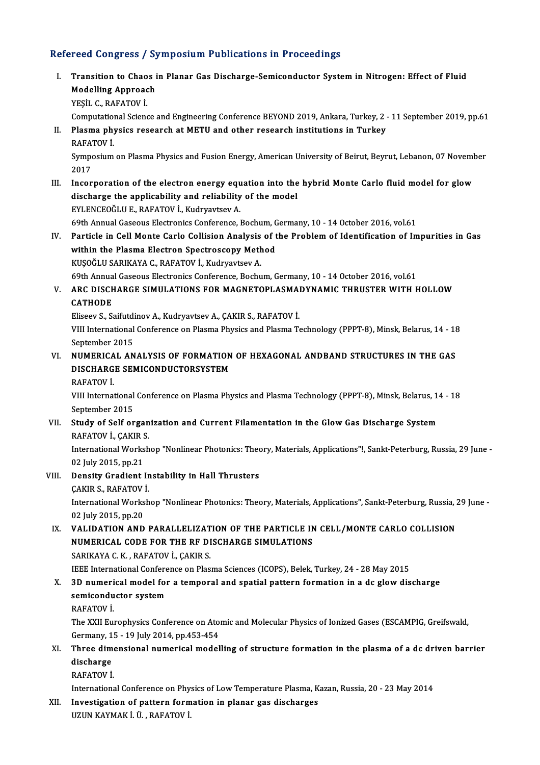## Refereed Congress / Symposium Publications in Proceedings

I. **Transition to Chaos in Planar Gas Discharge-Semiconductor System in Nitrogen: Effect of Fluid Modelling Approach**
   YEŞİL C., RAFATOV İ.
   Computational Science and Engineering Conference BEYOND 2019, Ankara, Turkey, 2 - 11 September 2019, pp.61

II. **Plasma physics research at METU and other research institutions in Turkey**
   RAFATOV İ.
   Symposium on Plasma Physics and Fusion Energy, American University of Beirut, Beyrut, Lebanon, 07 November 2017

III. **Incorporation of the electron energy equation into the hybrid Monte Carlo fluid model for glow discharge the applicability and reliability of the model**
   EYLENCEOĞLU E., RAFATOV İ., Kudryavtsev A.
   69th Annual Gaseous Electronics Conference, Bochum, Germany, 10 - 14 October 2016, vol.61

IV. **Particle in Cell Monte Carlo Collision Analysis of the Problem of Identification of Impurities in Gas within the Plasma Electron Spectroscopy Method**
   KUŞOĞLU SARIKAYA C., RAFATOV İ., Kudryavtsev A.
   69th Annual Gaseous Electronics Conference, Bochum, Germany, 10 - 14 October 2016, vol.61

V. **ARC DISCHARGE SIMULATIONS FOR MAGNETOPLASMADYNAMIC THRUSTER WITH HOLLOW CATHODE**
   Eliseev S., Saifutdinov A., Kudryavtsev A., ÇAKIR S., RAFATOV İ.
   VIII International Conference on Plasma Physics and Plasma Technology (PPPT-8), Minsk, Belarus, 14 - 18 September 2015

VI. **NUMERICAL ANALYSIS OF FORMATION OF HEXAGONAL ANDBAND STRUCTURES IN THE GAS DISCHARGE SEMICONDUCTORSYSTEM**
   RAFATOV İ.
   VIII International Conference on Plasma Physics and Plasma Technology (PPPT-8), Minsk, Belarus, 14 - 18 September 2015

VII. **Study of Self organization and Current Filamentation in the Glow Gas Discharge System**
   RAFATOV İ., ÇAKIR S.
   International Workshop "Nonlinear Photonics: Theory, Materials, Applications"!, Sankt-Peterburg, Russia, 29 June - 02 July 2015, pp.21

VIII. **Density Gradient Instability in Hall Thrusters**
   ÇAKIR S., RAFATOV İ.
   International Workshop "Nonlinear Photonics: Theory, Materials, Applications", Sankt-Peterburg, Russia, 29 June - 02 July 2015, pp.20

IX. **VALIDATION AND PARALLELIZATION OF THE PARTICLE IN CELL/MONTE CARLO COLLISION NUMERICAL CODE FOR THE RF DISCHARGE SIMULATIONS**
   SARIKAYA C. K. , RAFATOV İ., ÇAKIR S.
   IEEE International Conference on Plasma Sciences (ICOPS), Belek, Turkey, 24 - 28 May 2015

X. **3D numerical model for a temporal and spatial pattern formation in a dc glow discharge semiconductor system**
   RAFATOV İ.
   The XXII Europhysics Conference on Atomic and Molecular Physics of Ionized Gases (ESCAMPIG, Greifswald, Germany, 15 - 19 July 2014, pp.453-454

XI. **Three dimensional numerical modelling of structure formation in the plasma of a dc driven barrier discharge**
   RAFATOV İ.
   International Conference on Physics of Low Temperature Plasma, Kazan, Russia, 20 - 23 May 2014

XII. **Investigation of pattern formation in planar gas discharges**
   UZUN KAYMAK İ. Ü. , RAFATOV İ.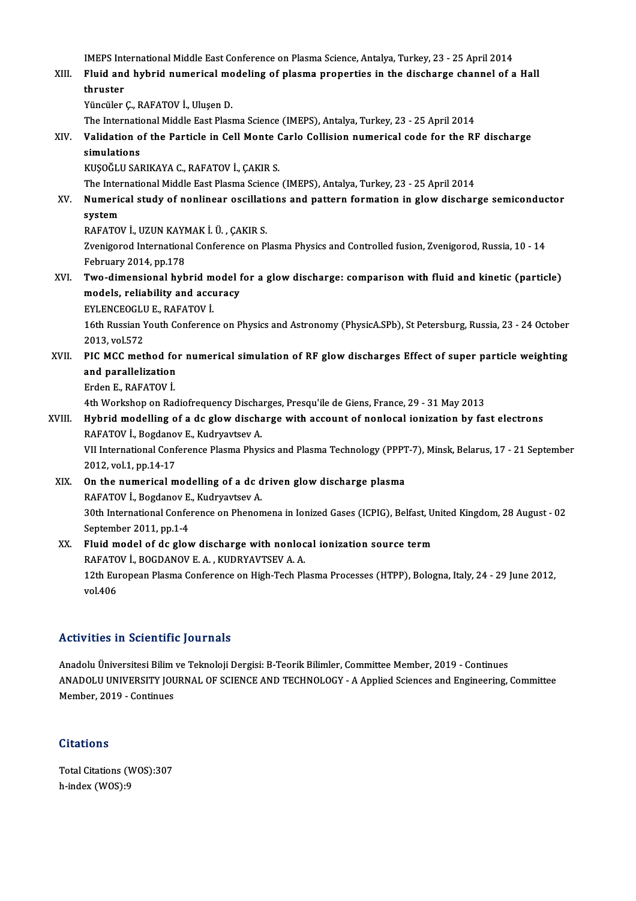IMEPS International Middle East Conference on Plasma Science, Antalya, Turkey, 23 - 25 April 2014

XIII. **Fluid and hybrid numerical modeling of plasma properties in the discharge channel of a Hall thruster**
Yüncüler Ç., RAFATOV İ., Uluşen D.
The International Middle East Plasma Science (IMEPS), Antalya, Turkey, 23 - 25 April 2014

XIV. **Validation of the Particle in Cell Monte Carlo Collision numerical code for the RF discharge simulations**
KUŞOĞLU SARIKAYA C., RAFATOV İ., ÇAKIR S.
The International Middle East Plasma Science (IMEPS), Antalya, Turkey, 23 - 25 April 2014

XV. **Numerical study of nonlinear oscillations and pattern formation in glow discharge semiconductor system**
RAFATOV İ., UZUN KAYMAK İ. Ü. , ÇAKIR S.
Zvenigorod International Conference on Plasma Physics and Controlled fusion, Zvenigorod, Russia, 10 - 14 February 2014, pp.178

XVI. **Two-dimensional hybrid model for a glow discharge: comparison with fluid and kinetic (particle) models, reliability and accuracy**
EYLENCEOGLU E., RAFATOV İ.
16th Russian Youth Conference on Physics and Astronomy (PhysicA.SPb), St Petersburg, Russia, 23 - 24 October 2013, vol.572

XVII. **PIC MCC method for numerical simulation of RF glow discharges Effect of super particle weighting and parallelization**
Erden E., RAFATOV İ.
4th Workshop on Radiofrequency Discharges, Presqu'ile de Giens, France, 29 - 31 May 2013

XVIII. **Hybrid modelling of a dc glow discharge with account of nonlocal ionization by fast electrons**
RAFATOV İ., Bogdanov E., Kudryavtsev A.
VII International Conference Plasma Physics and Plasma Technology (PPPT-7), Minsk, Belarus, 17 - 21 September 2012, vol.1, pp.14-17

XIX. **On the numerical modelling of a dc driven glow discharge plasma**
RAFATOV İ., Bogdanov E., Kudryavtsev A.
30th International Conference on Phenomena in Ionized Gases (ICPIG), Belfast, United Kingdom, 28 August - 02 September 2011, pp.1-4

XX. **Fluid model of dc glow discharge with nonlocal ionization source term**
RAFATOV İ., BOGDANOV E. A. , KUDRYAVTSEV A. A.
12th European Plasma Conference on High-Tech Plasma Processes (HTPP), Bologna, Italy, 24 - 29 June 2012, vol.406

## Activities in Scientific Journals

Anadolu Üniversitesi Bilim ve Teknoloji Dergisi: B-Teorik Bilimler, Committee Member, 2019 - Continues
ANADOLU UNIVERSITY JOURNAL OF SCIENCE AND TECHNOLOGY - A Applied Sciences and Engineering, Committee Member, 2019 - Continues

## Citations

Total Citations (WOS):307
h-index (WOS):9